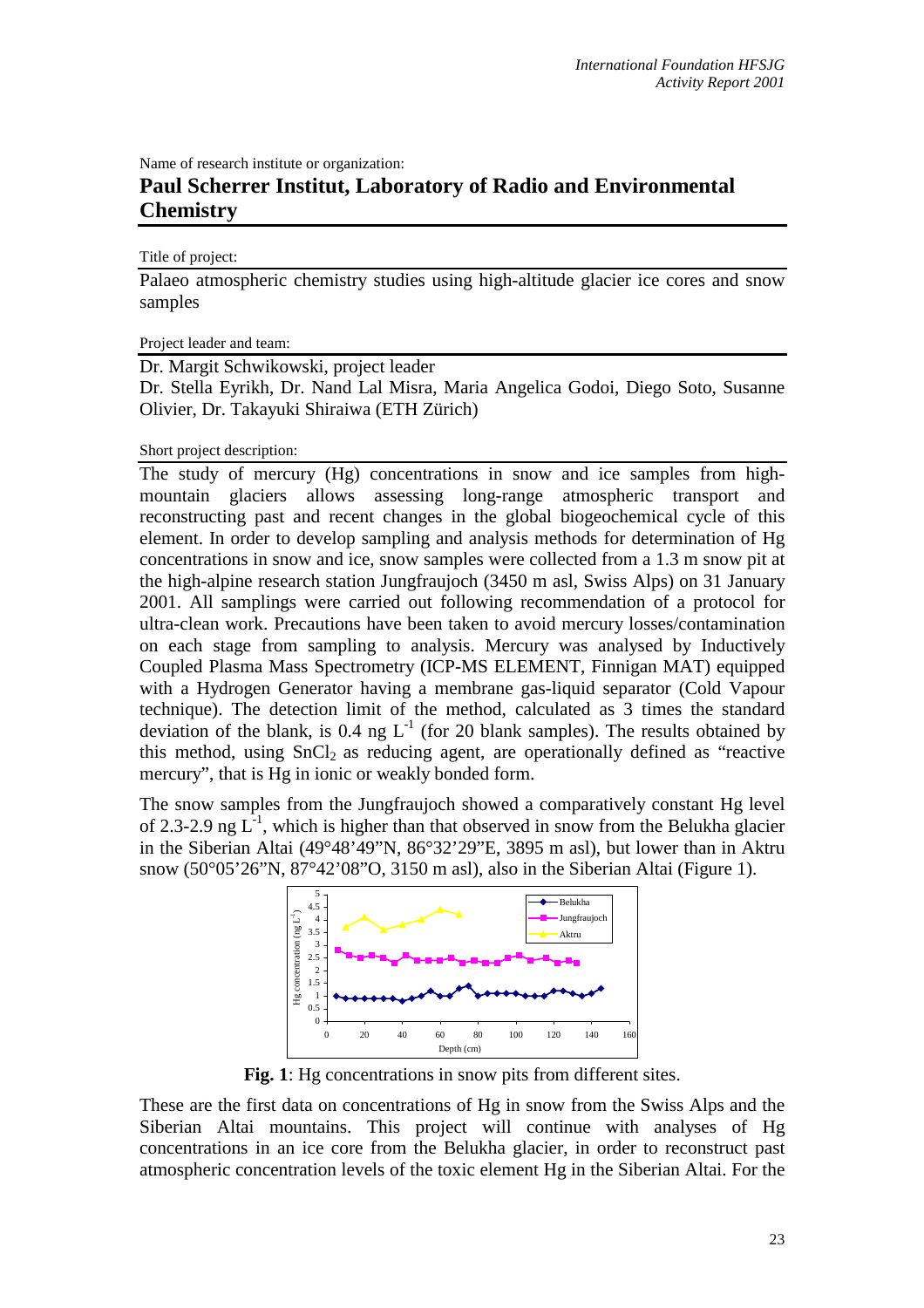Name of research institute or organization:

# Paul Scherrer Institut, Laboratory of Radio and Environmental Chemistry

Title of project:

Palaeo atmospheric chemistry studies using high-altitude glacier ice cores and snow samples

Project leader and team:

Dr. Margit Schwikowski, project leader
Dr. Stella Eyrikh, Dr. Nand Lal Misra, Maria Angelica Godoi, Diego Soto, Susanne Olivier, Dr. Takayuki Shiraiwa (ETH Zürich)

Short project description:

The study of mercury (Hg) concentrations in snow and ice samples from high-mountain glaciers allows assessing long-range atmospheric transport and reconstructing past and recent changes in the global biogeochemical cycle of this element. In order to develop sampling and analysis methods for determination of Hg concentrations in snow and ice, snow samples were collected from a 1.3 m snow pit at the high-alpine research station Jungfraujoch (3450 m asl, Swiss Alps) on 31 January 2001. All samplings were carried out following recommendation of a protocol for ultra-clean work. Precautions have been taken to avoid mercury losses/contamination on each stage from sampling to analysis. Mercury was analysed by Inductively Coupled Plasma Mass Spectrometry (ICP-MS ELEMENT, Finnigan MAT) equipped with a Hydrogen Generator having a membrane gas-liquid separator (Cold Vapour technique). The detection limit of the method, calculated as 3 times the standard deviation of the blank, is 0.4 ng $L^{-1}$ (for 20 blank samples). The results obtained by this method, using $SnCl_2$ as reducing agent, are operationally defined as "reactive mercury", that is Hg in ionic or weakly bonded form.

The snow samples from the Jungfraujoch showed a comparatively constant Hg level of 2.3-2.9 ng $L^{-1}$, which is higher than that observed in snow from the Belukha glacier in the Siberian Altai (49°48'49"N, 86°32'29"E, 3895 m asl), but lower than in Aktru snow (50°05'26"N, 87°42'08"O, 3150 m asl), also in the Siberian Altai (Figure 1).

**Fig. 1**: Hg concentrations in snow pits from different sites.

These are the first data on concentrations of Hg in snow from the Swiss Alps and the Siberian Altai mountains. This project will continue with analyses of Hg concentrations in an ice core from the Belukha glacier, in order to reconstruct past atmospheric concentration levels of the toxic element Hg in the Siberian Altai. For the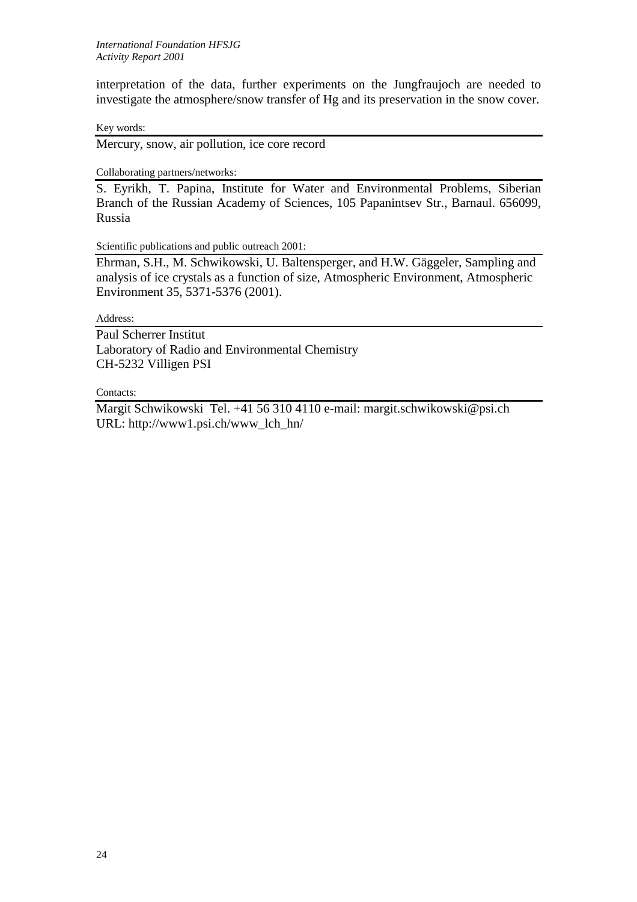interpretation of the data, further experiments on the Jungfraujoch are needed to investigate the atmosphere/snow transfer of Hg and its preservation in the snow cover.

Key words:

Mercury, snow, air pollution, ice core record

Collaborating partners/networks:

S. Eyrikh, T. Papina, Institute for Water and Environmental Problems, Siberian Branch of the Russian Academy of Sciences, 105 Papanintsev Str., Barnaul. 656099, Russia

Scientific publications and public outreach 2001:

Ehrman, S.H., M. Schwikowski, U. Baltensperger, and H.W. Gäggeler, Sampling and analysis of ice crystals as a function of size, Atmospheric Environment, Atmospheric Environment 35, 5371-5376 (2001).

Address:

Paul Scherrer Institut
Laboratory of Radio and Environmental Chemistry
CH-5232 Villigen PSI

Contacts:

Margit Schwikowski Tel. +41 56 310 4110 e-mail: margit.schwikowski@psi.ch
URL: http://www1.psi.ch/www_lch_hn/